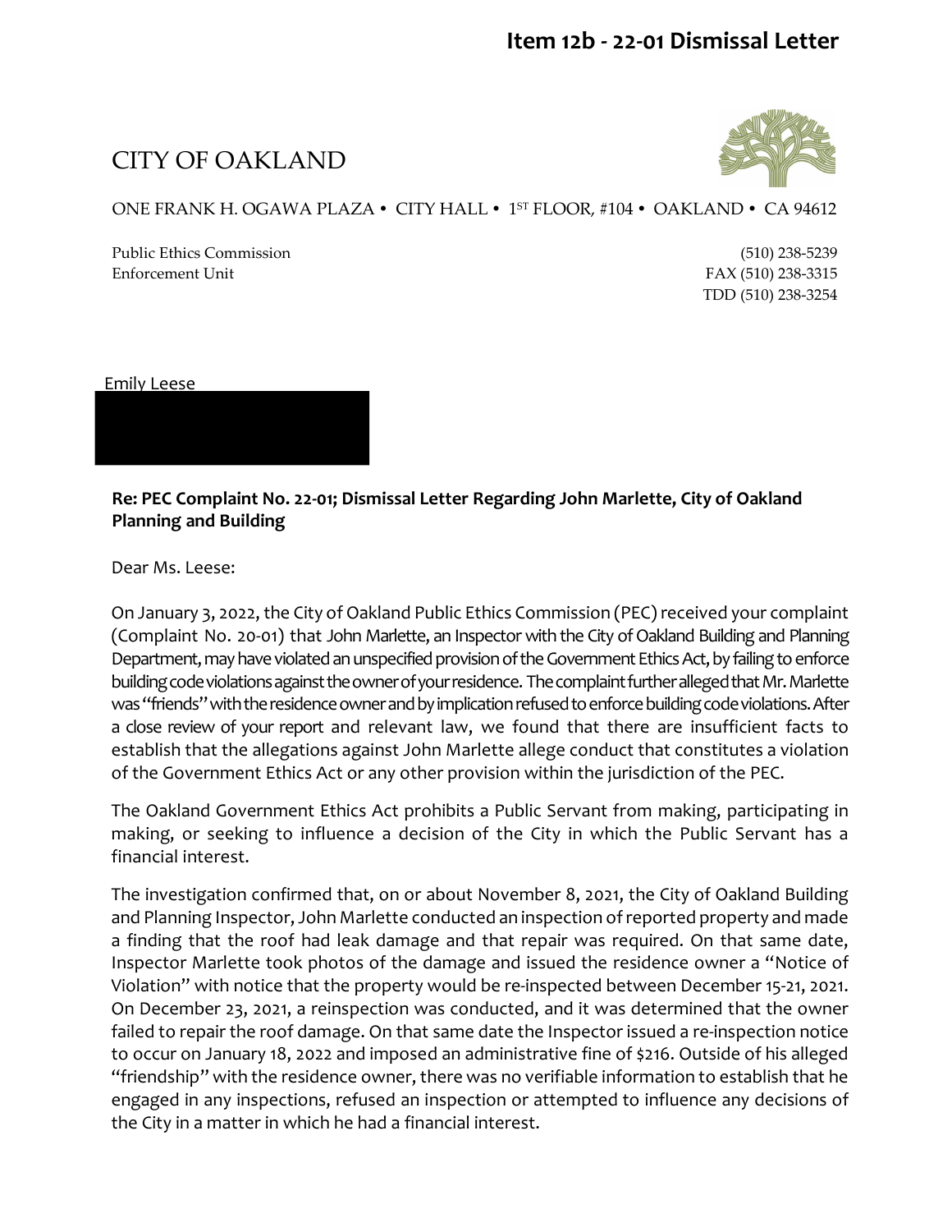# Item 12b - 22-01 Dismissal Letter

CITY OF OAKLAND

ONE FRANK H. OGAWA PLAZA • CITY HALL • 1ST FLOOR, #104 • OAKLAND • CA 94612

Public Ethics Commission (510) 238-5239
Enforcement Unit FAX (510) 238-3315
TDD (510) 238-3254

Emily Leese

**Re: PEC Complaint No. 22-01; Dismissal Letter Regarding John Marlette, City of Oakland Planning and Building**

Dear Ms. Leese:

On January 3, 2022, the City of Oakland Public Ethics Commission (PEC) received your complaint (Complaint No. 20-01) that John Marlette, an Inspector with the City of Oakland Building and Planning Department, may have violated an unspecified provision of the Government Ethics Act, by failing to enforce building code violations against the owner of your residence. The complaint further alleged that Mr. Marlette was "friends" with the residence owner and by implication refused to enforce building code violations. After a close review of your report and relevant law, we found that there are insufficient facts to establish that the allegations against John Marlette allege conduct that constitutes a violation of the Government Ethics Act or any other provision within the jurisdiction of the PEC.

The Oakland Government Ethics Act prohibits a Public Servant from making, participating in making, or seeking to influence a decision of the City in which the Public Servant has a financial interest.

The investigation confirmed that, on or about November 8, 2021, the City of Oakland Building and Planning Inspector, John Marlette conducted an inspection of reported property and made a finding that the roof had leak damage and that repair was required. On that same date, Inspector Marlette took photos of the damage and issued the residence owner a "Notice of Violation" with notice that the property would be re-inspected between December 15-21, 2021. On December 23, 2021, a reinspection was conducted, and it was determined that the owner failed to repair the roof damage. On that same date the Inspector issued a re-inspection notice to occur on January 18, 2022 and imposed an administrative fine of $216. Outside of his alleged "friendship" with the residence owner, there was no verifiable information to establish that he engaged in any inspections, refused an inspection or attempted to influence any decisions of the City in a matter in which he had a financial interest.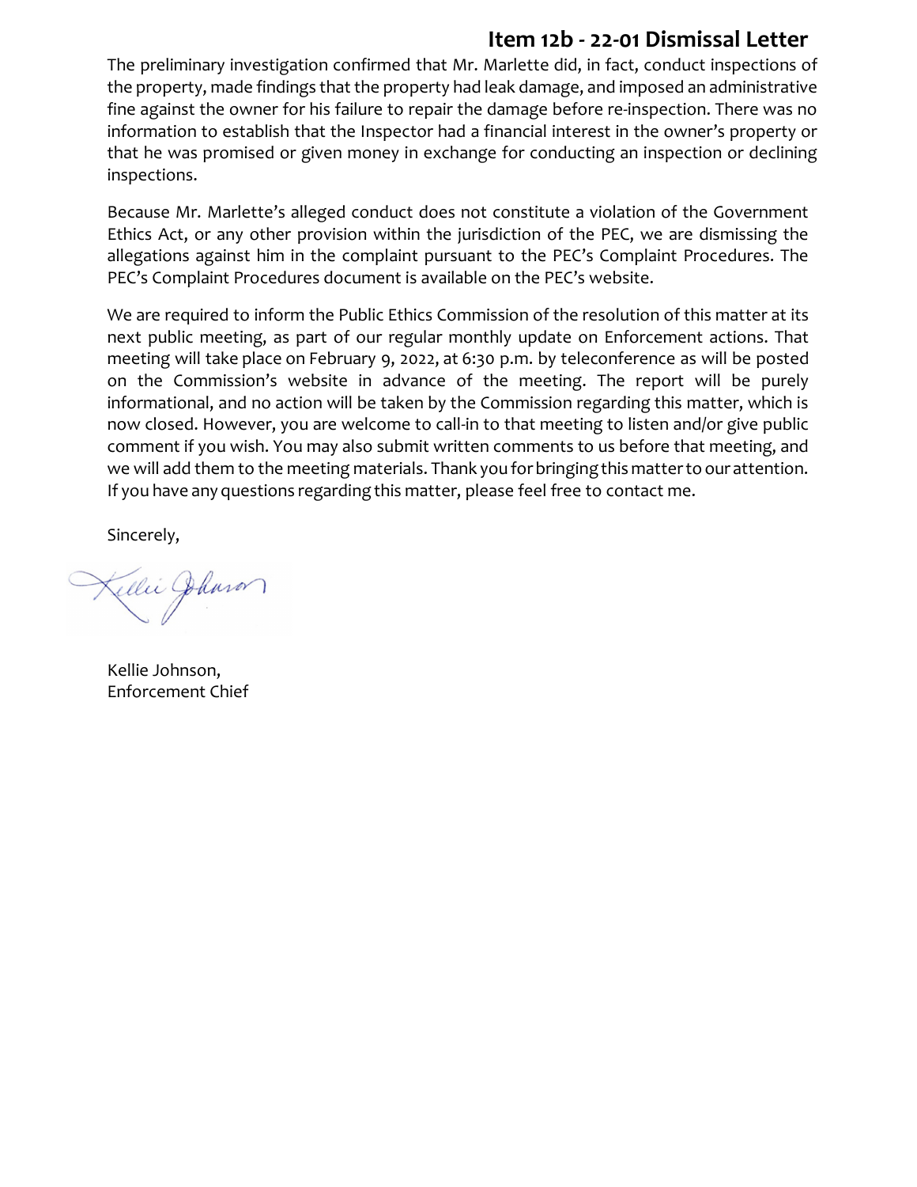The preliminary investigation confirmed that Mr. Marlette did, in fact, conduct inspections of the property, made findings that the property had leak damage, and imposed an administrative fine against the owner for his failure to repair the damage before re-inspection. There was no information to establish that the Inspector had a financial interest in the owner's property or that he was promised or given money in exchange for conducting an inspection or declining inspections.

Because Mr. Marlette's alleged conduct does not constitute a violation of the Government Ethics Act, or any other provision within the jurisdiction of the PEC, we are dismissing the allegations against him in the complaint pursuant to the PEC's Complaint Procedures. The PEC's Complaint Procedures document is available on the PEC's website.

We are required to inform the Public Ethics Commission of the resolution of this matter at its next public meeting, as part of our regular monthly update on Enforcement actions. That meeting will take place on February 9, 2022, at 6:30 p.m. by teleconference as will be posted on the Commission's website in advance of the meeting. The report will be purely informational, and no action will be taken by the Commission regarding this matter, which is now closed. However, you are welcome to call-in to that meeting to listen and/or give public comment if you wish. You may also submit written comments to us before that meeting, and we will add them to the meeting materials. Thank you for bringing this matter to our attention. If you have any questions regarding this matter, please feel free to contact me.

Sincerely,

Kellie Johnson,
Enforcement Chief